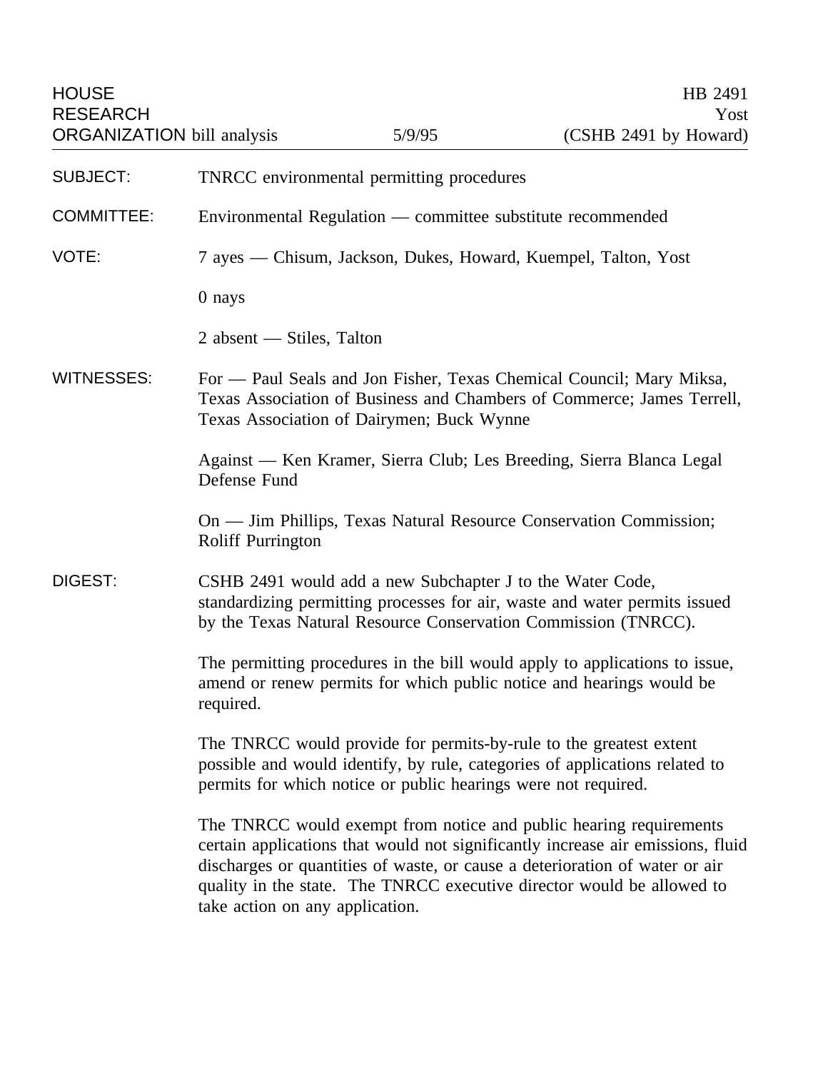HOUSE RESEARCH ORGANIZATION bill analysis — 5/9/95 — HB 2491 Yost (CSHB 2491 by Howard)

**SUBJECT:** TNRCC environmental permitting procedures

**COMMITTEE:** Environmental Regulation — committee substitute recommended

**VOTE:** 7 ayes — Chisum, Jackson, Dukes, Howard, Kuempel, Talton, Yost

0 nays

2 absent — Stiles, Talton

**WITNESSES:** For — Paul Seals and Jon Fisher, Texas Chemical Council; Mary Miksa, Texas Association of Business and Chambers of Commerce; James Terrell, Texas Association of Dairymen; Buck Wynne

Against — Ken Kramer, Sierra Club; Les Breeding, Sierra Blanca Legal Defense Fund

On — Jim Phillips, Texas Natural Resource Conservation Commission; Roliff Purrington

**DIGEST:** CSHB 2491 would add a new Subchapter J to the Water Code, standardizing permitting processes for air, waste and water permits issued by the Texas Natural Resource Conservation Commission (TNRCC).

The permitting procedures in the bill would apply to applications to issue, amend or renew permits for which public notice and hearings would be required.

The TNRCC would provide for permits-by-rule to the greatest extent possible and would identify, by rule, categories of applications related to permits for which notice or public hearings were not required.

The TNRCC would exempt from notice and public hearing requirements certain applications that would not significantly increase air emissions, fluid discharges or quantities of waste, or cause a deterioration of water or air quality in the state. The TNRCC executive director would be allowed to take action on any application.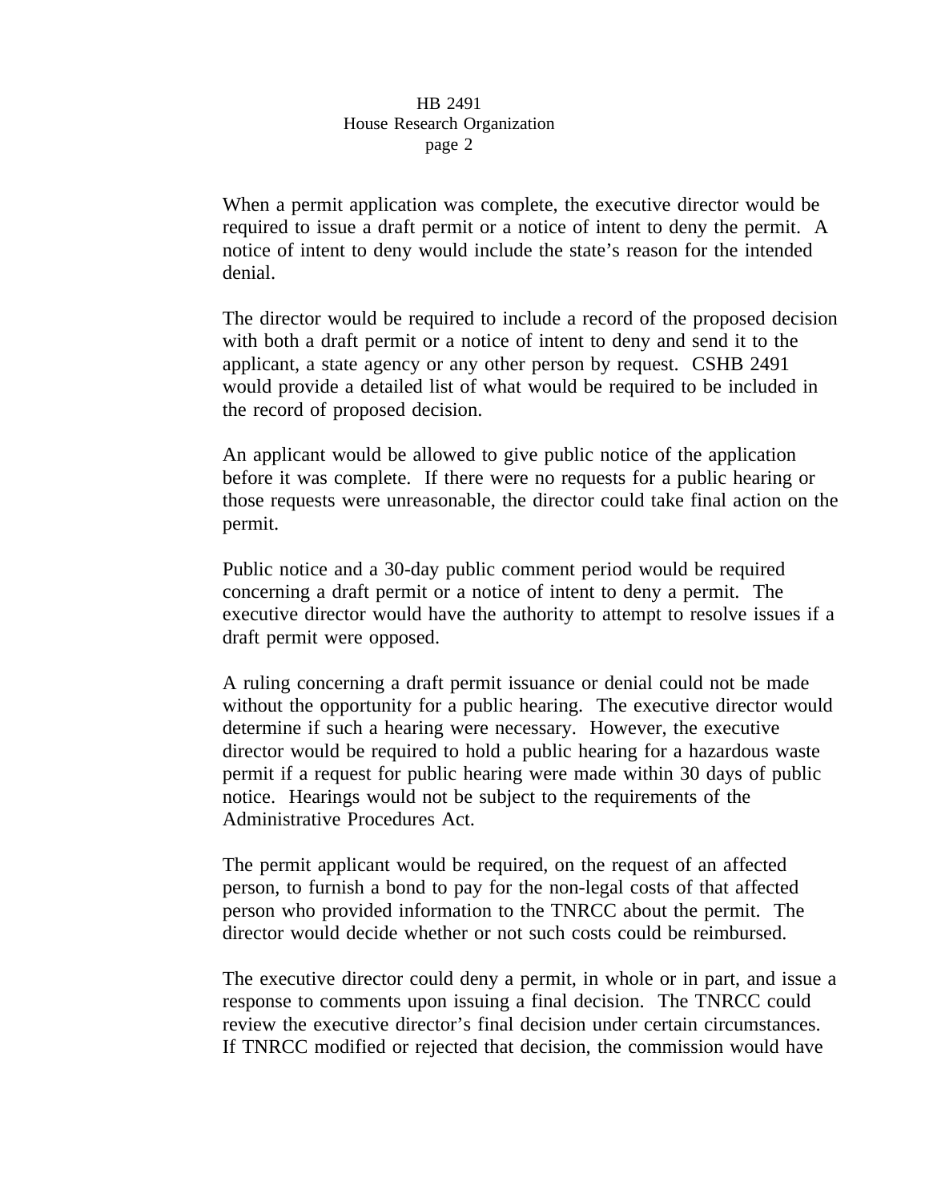When a permit application was complete, the executive director would be required to issue a draft permit or a notice of intent to deny the permit. A notice of intent to deny would include the state's reason for the intended denial.

The director would be required to include a record of the proposed decision with both a draft permit or a notice of intent to deny and send it to the applicant, a state agency or any other person by request. CSHB 2491 would provide a detailed list of what would be required to be included in the record of proposed decision.

An applicant would be allowed to give public notice of the application before it was complete. If there were no requests for a public hearing or those requests were unreasonable, the director could take final action on the permit.

Public notice and a 30-day public comment period would be required concerning a draft permit or a notice of intent to deny a permit. The executive director would have the authority to attempt to resolve issues if a draft permit were opposed.

A ruling concerning a draft permit issuance or denial could not be made without the opportunity for a public hearing. The executive director would determine if such a hearing were necessary. However, the executive director would be required to hold a public hearing for a hazardous waste permit if a request for public hearing were made within 30 days of public notice. Hearings would not be subject to the requirements of the Administrative Procedures Act.

The permit applicant would be required, on the request of an affected person, to furnish a bond to pay for the non-legal costs of that affected person who provided information to the TNRCC about the permit. The director would decide whether or not such costs could be reimbursed.

The executive director could deny a permit, in whole or in part, and issue a response to comments upon issuing a final decision. The TNRCC could review the executive director's final decision under certain circumstances. If TNRCC modified or rejected that decision, the commission would have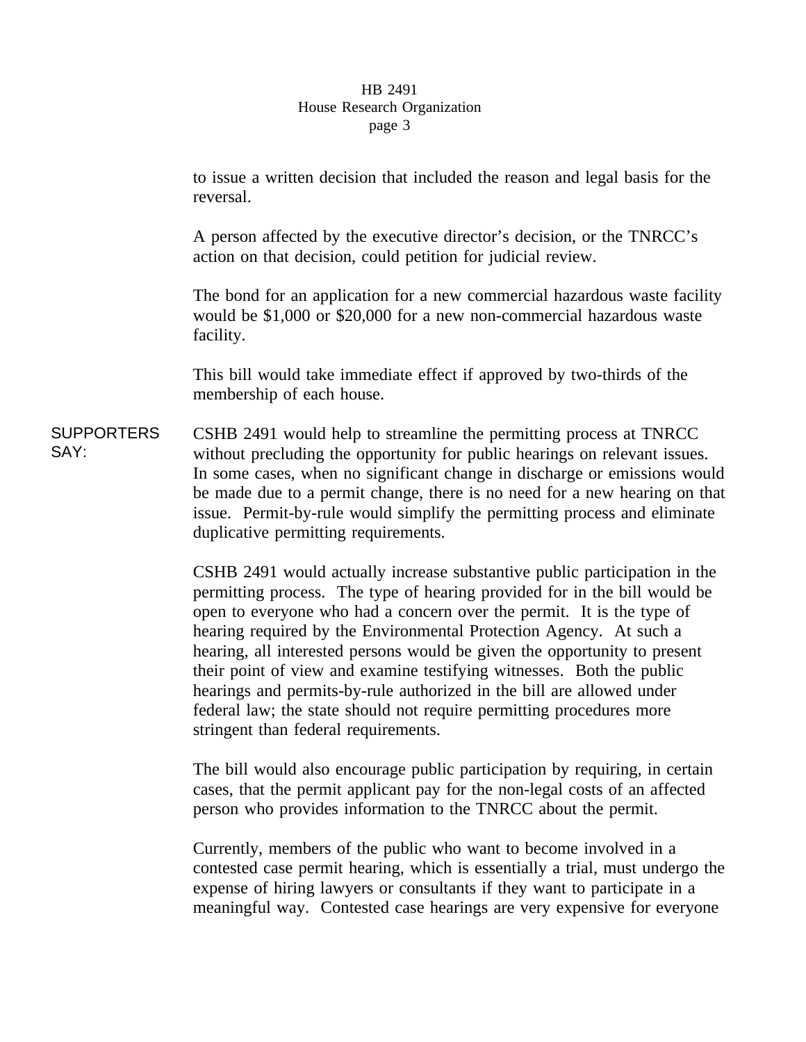to issue a written decision that included the reason and legal basis for the reversal.

A person affected by the executive director's decision, or the TNRCC's action on that decision, could petition for judicial review.

The bond for an application for a new commercial hazardous waste facility would be $1,000 or $20,000 for a new non-commercial hazardous waste facility.

This bill would take immediate effect if approved by two-thirds of the membership of each house.

**SUPPORTERS SAY:**

CSHB 2491 would help to streamline the permitting process at TNRCC without precluding the opportunity for public hearings on relevant issues. In some cases, when no significant change in discharge or emissions would be made due to a permit change, there is no need for a new hearing on that issue. Permit-by-rule would simplify the permitting process and eliminate duplicative permitting requirements.

CSHB 2491 would actually increase substantive public participation in the permitting process. The type of hearing provided for in the bill would be open to everyone who had a concern over the permit. It is the type of hearing required by the Environmental Protection Agency. At such a hearing, all interested persons would be given the opportunity to present their point of view and examine testifying witnesses. Both the public hearings and permits-by-rule authorized in the bill are allowed under federal law; the state should not require permitting procedures more stringent than federal requirements.

The bill would also encourage public participation by requiring, in certain cases, that the permit applicant pay for the non-legal costs of an affected person who provides information to the TNRCC about the permit.

Currently, members of the public who want to become involved in a contested case permit hearing, which is essentially a trial, must undergo the expense of hiring lawyers or consultants if they want to participate in a meaningful way. Contested case hearings are very expensive for everyone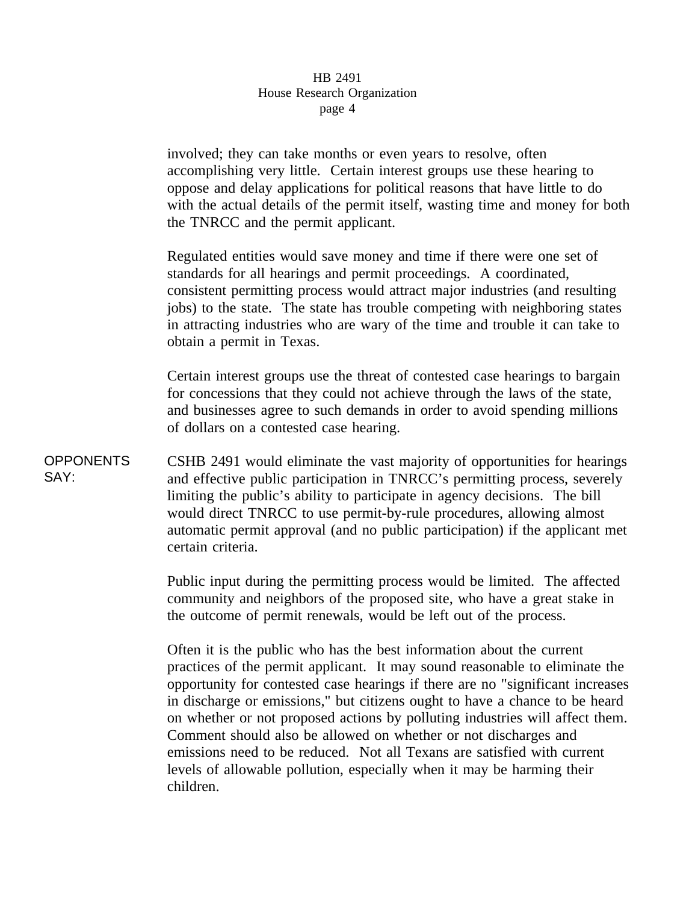involved; they can take months or even years to resolve, often accomplishing very little. Certain interest groups use these hearing to oppose and delay applications for political reasons that have little to do with the actual details of the permit itself, wasting time and money for both the TNRCC and the permit applicant.

Regulated entities would save money and time if there were one set of standards for all hearings and permit proceedings. A coordinated, consistent permitting process would attract major industries (and resulting jobs) to the state. The state has trouble competing with neighboring states in attracting industries who are wary of the time and trouble it can take to obtain a permit in Texas.

Certain interest groups use the threat of contested case hearings to bargain for concessions that they could not achieve through the laws of the state, and businesses agree to such demands in order to avoid spending millions of dollars on a contested case hearing.

**OPPONENTS SAY:**

CSHB 2491 would eliminate the vast majority of opportunities for hearings and effective public participation in TNRCC's permitting process, severely limiting the public's ability to participate in agency decisions. The bill would direct TNRCC to use permit-by-rule procedures, allowing almost automatic permit approval (and no public participation) if the applicant met certain criteria.

Public input during the permitting process would be limited. The affected community and neighbors of the proposed site, who have a great stake in the outcome of permit renewals, would be left out of the process.

Often it is the public who has the best information about the current practices of the permit applicant. It may sound reasonable to eliminate the opportunity for contested case hearings if there are no "significant increases in discharge or emissions," but citizens ought to have a chance to be heard on whether or not proposed actions by polluting industries will affect them. Comment should also be allowed on whether or not discharges and emissions need to be reduced. Not all Texans are satisfied with current levels of allowable pollution, especially when it may be harming their children.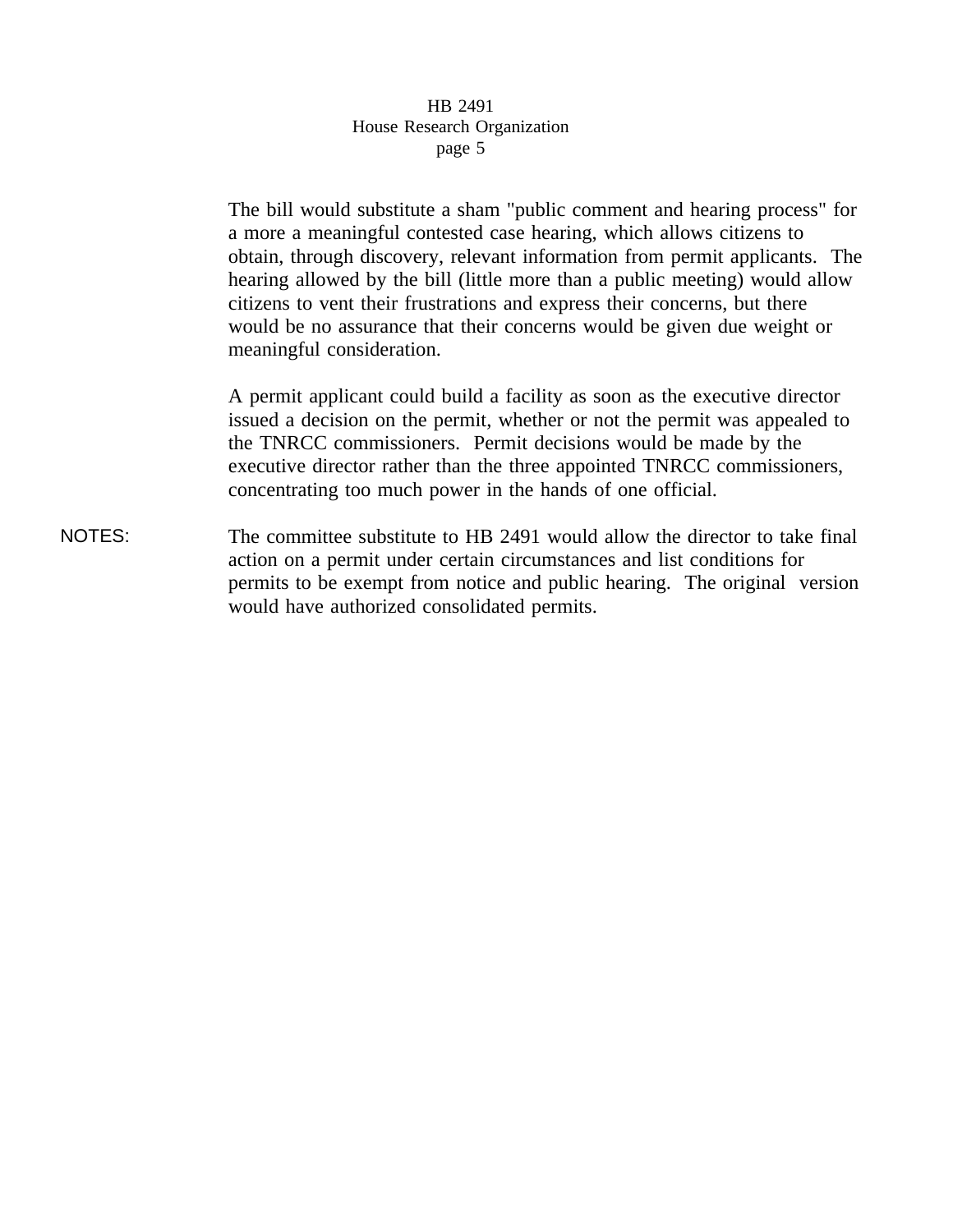The bill would substitute a sham "public comment and hearing process" for a more a meaningful contested case hearing, which allows citizens to obtain, through discovery, relevant information from permit applicants. The hearing allowed by the bill (little more than a public meeting) would allow citizens to vent their frustrations and express their concerns, but there would be no assurance that their concerns would be given due weight or meaningful consideration.

A permit applicant could build a facility as soon as the executive director issued a decision on the permit, whether or not the permit was appealed to the TNRCC commissioners. Permit decisions would be made by the executive director rather than the three appointed TNRCC commissioners, concentrating too much power in the hands of one official.

NOTES: The committee substitute to HB 2491 would allow the director to take final action on a permit under certain circumstances and list conditions for permits to be exempt from notice and public hearing. The original version would have authorized consolidated permits.